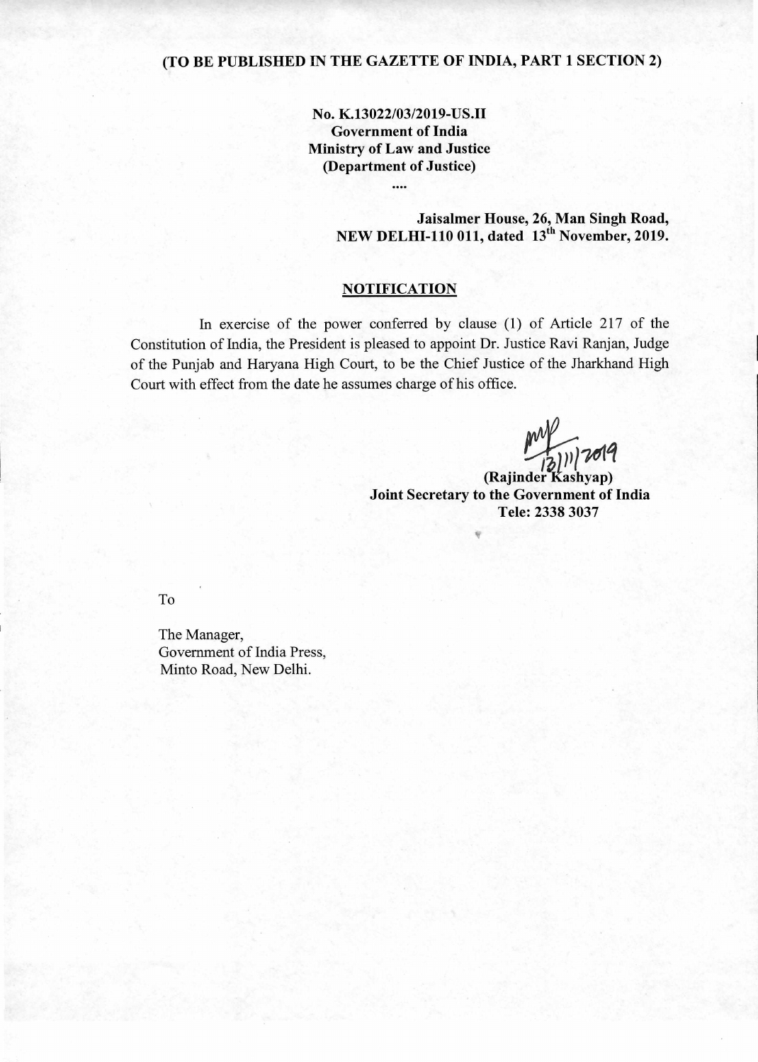**(TO BE PUBLISHED IN THE GAZETTE OF INDIA, PART 1 SECTION 2)**

**No. K.13022/03/2019-US.II**
**Government of India**
**Ministry of Law and Justice**
**(Department of Justice)**

....

**Jaisalmer House, 26, Man Singh Road,**
**NEW DELHI-110 011, dated 13th November, 2019.**

## NOTIFICATION

In exercise of the power conferred by clause (1) of Article 217 of the Constitution of India, the President is pleased to appoint Dr. Justice Ravi Ranjan, Judge of the Punjab and Haryana High Court, to be the Chief Justice of the Jharkhand High Court with effect from the date he assumes charge of his office.

13/11/2019

**(Rajinder Kashyap)**
**Joint Secretary to the Government of India**
**Tele: 2338 3037**

To

The Manager,
Government of India Press,
Minto Road, New Delhi.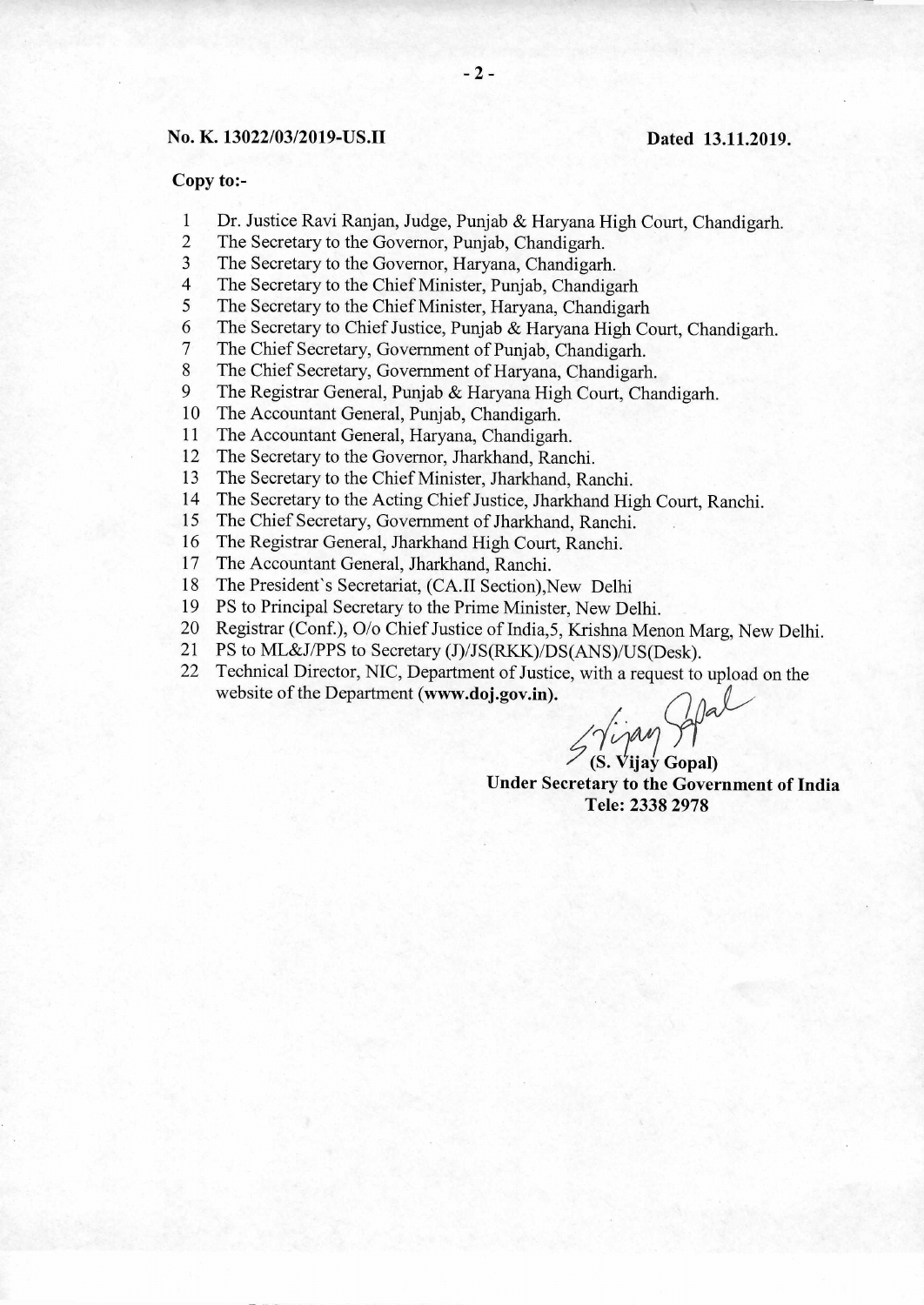**No. K. 13022/03/2019-US.II** **Dated 13.11.2019.**

**Copy to:-**

1. Dr. Justice Ravi Ranjan, Judge, Punjab & Haryana High Court, Chandigarh.
2. The Secretary to the Governor, Punjab, Chandigarh.
3. The Secretary to the Governor, Haryana, Chandigarh.
4. The Secretary to the Chief Minister, Punjab, Chandigarh
5. The Secretary to the Chief Minister, Haryana, Chandigarh
6. The Secretary to Chief Justice, Punjab & Haryana High Court, Chandigarh.
7. The Chief Secretary, Government of Punjab, Chandigarh.
8. The Chief Secretary, Government of Haryana, Chandigarh.
9. The Registrar General, Punjab & Haryana High Court, Chandigarh.
10. The Accountant General, Punjab, Chandigarh.
11. The Accountant General, Haryana, Chandigarh.
12. The Secretary to the Governor, Jharkhand, Ranchi.
13. The Secretary to the Chief Minister, Jharkhand, Ranchi.
14. The Secretary to the Acting Chief Justice, Jharkhand High Court, Ranchi.
15. The Chief Secretary, Government of Jharkhand, Ranchi.
16. The Registrar General, Jharkhand High Court, Ranchi.
17. The Accountant General, Jharkhand, Ranchi.
18. The President`s Secretariat, (CA.II Section),New Delhi
19. PS to Principal Secretary to the Prime Minister, New Delhi.
20. Registrar (Conf.), O/o Chief Justice of India,5, Krishna Menon Marg, New Delhi.
21. PS to ML&J/PPS to Secretary (J)/JS(RKK)/DS(ANS)/US(Desk).
22. Technical Director, NIC, Department of Justice, with a request to upload on the website of the Department (**www.doj.gov.in**).

**(S. Vijay Gopal)**
**Under Secretary to the Government of India**
**Tele: 2338 2978**